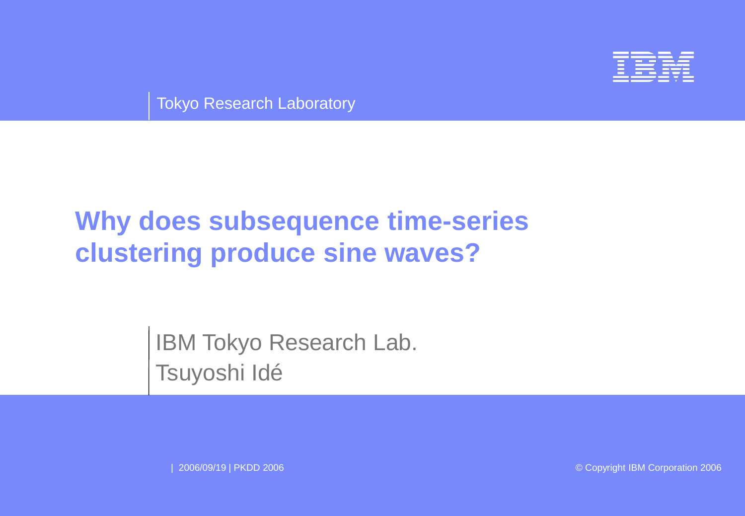Tokyo Research Laboratory

# Why does subsequence time-series clustering produce sine waves?

IBM Tokyo Research Lab.
Tsuyoshi Idé

| 2006/09/19 | PKDD 2006

© Copyright IBM Corporation 2006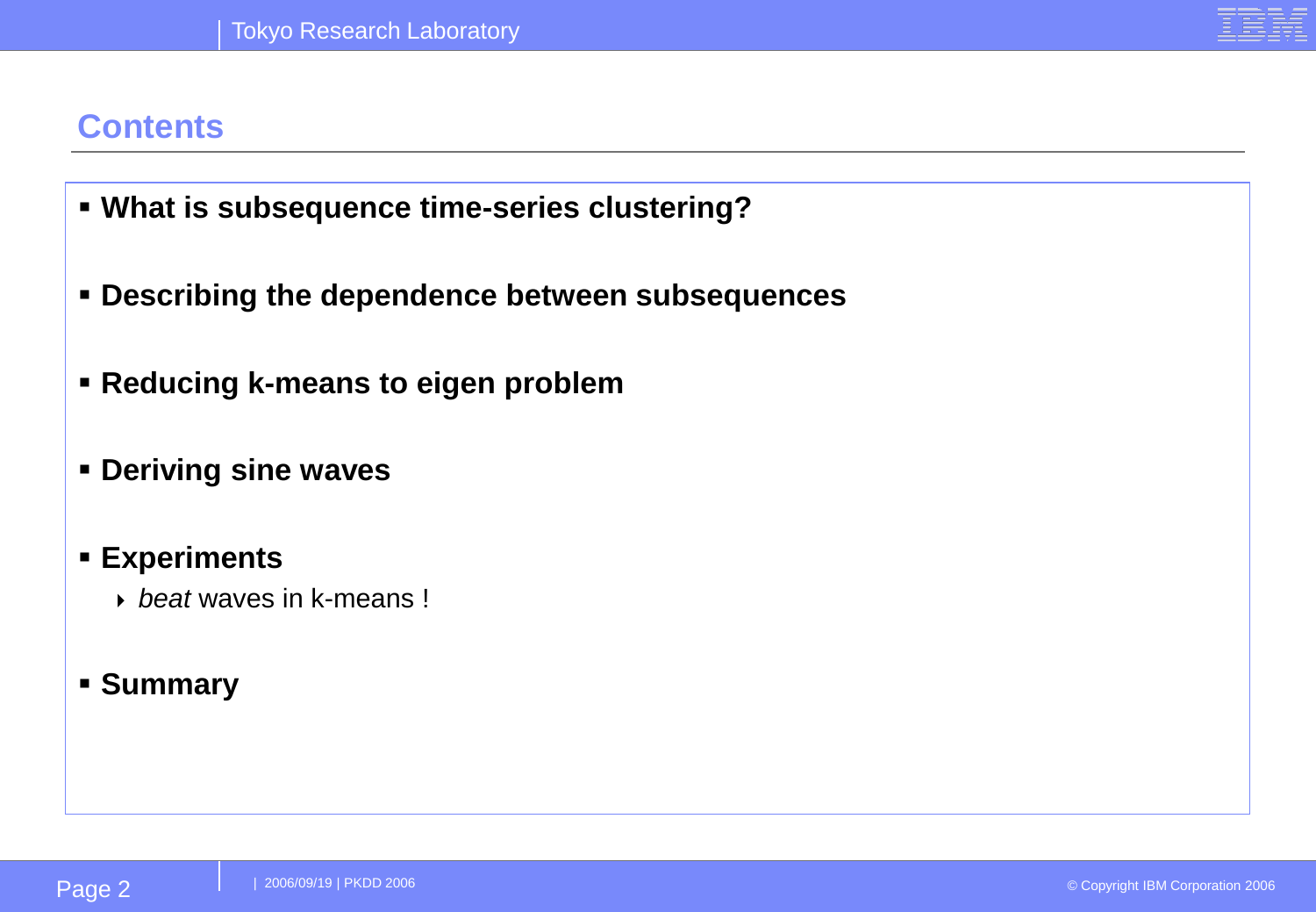## Contents

- **What is subsequence time-series clustering?**
- **Describing the dependence between subsequences**
- **Reducing k-means to eigen problem**
- **Deriving sine waves**
- **Experiments**
  - *beat* waves in k-means !
- **Summary**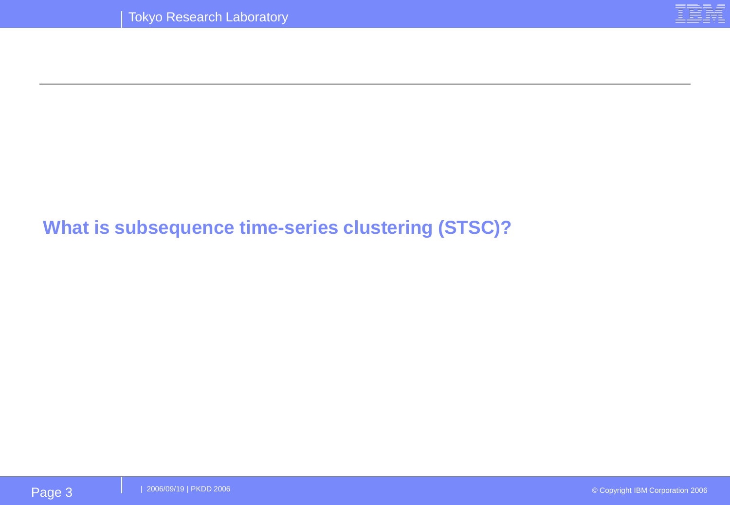## What is subsequence time-series clustering (STSC)?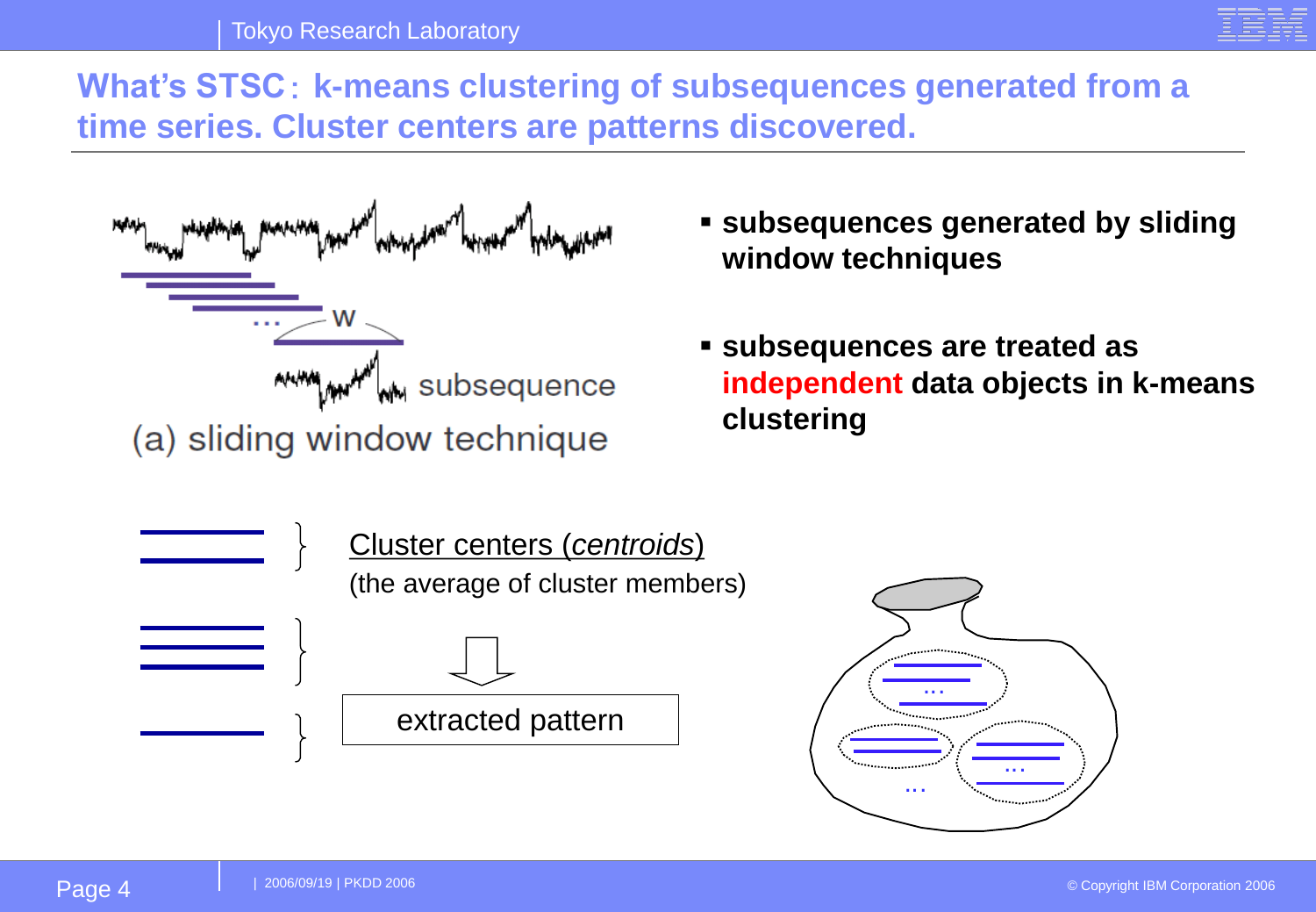# What's STSC: k-means clustering of subsequences generated from a time series. Cluster centers are patterns discovered.

w

subsequence

(a) sliding window technique

- **subsequences generated by sliding window techniques**
- **subsequences are treated as independent data objects in k-means clustering**

Cluster centers (*centroids*)

(the average of cluster members)

extracted pattern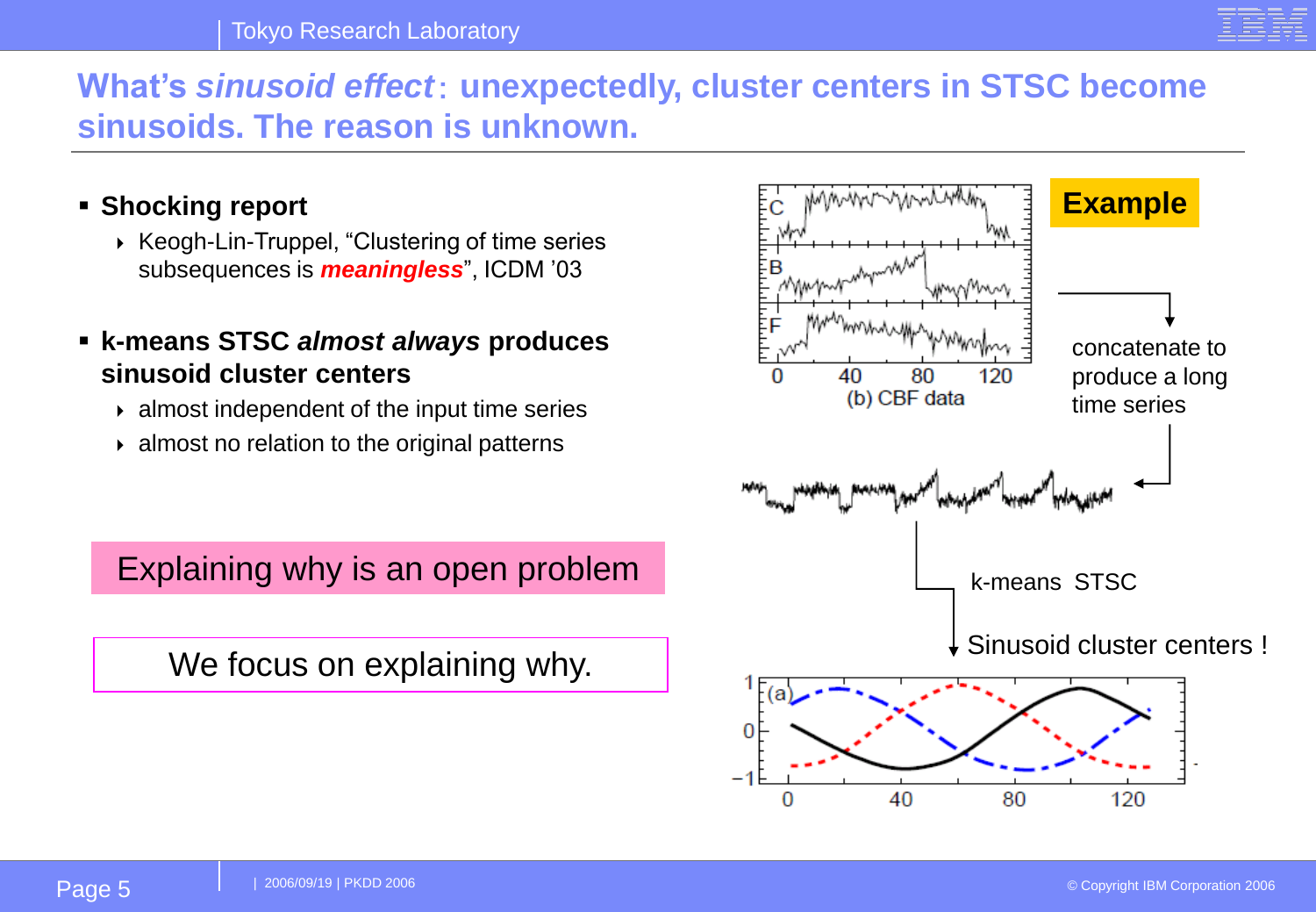# What's *sinusoid effect*: unexpectedly, cluster centers in STSC become sinusoids. The reason is unknown.

- **Shocking report**
  - Keogh-Lin-Truppel, "Clustering of time series subsequences is ***meaningless***", ICDM '03
- **k-means STSC *almost always* produces sinusoid cluster centers**
  - almost independent of the input time series
  - almost no relation to the original patterns

Explaining why is an open problem

We focus on explaining why.

**Example**

(b) CBF data

concatenate to produce a long time series

k-means STSC

Sinusoid cluster centers !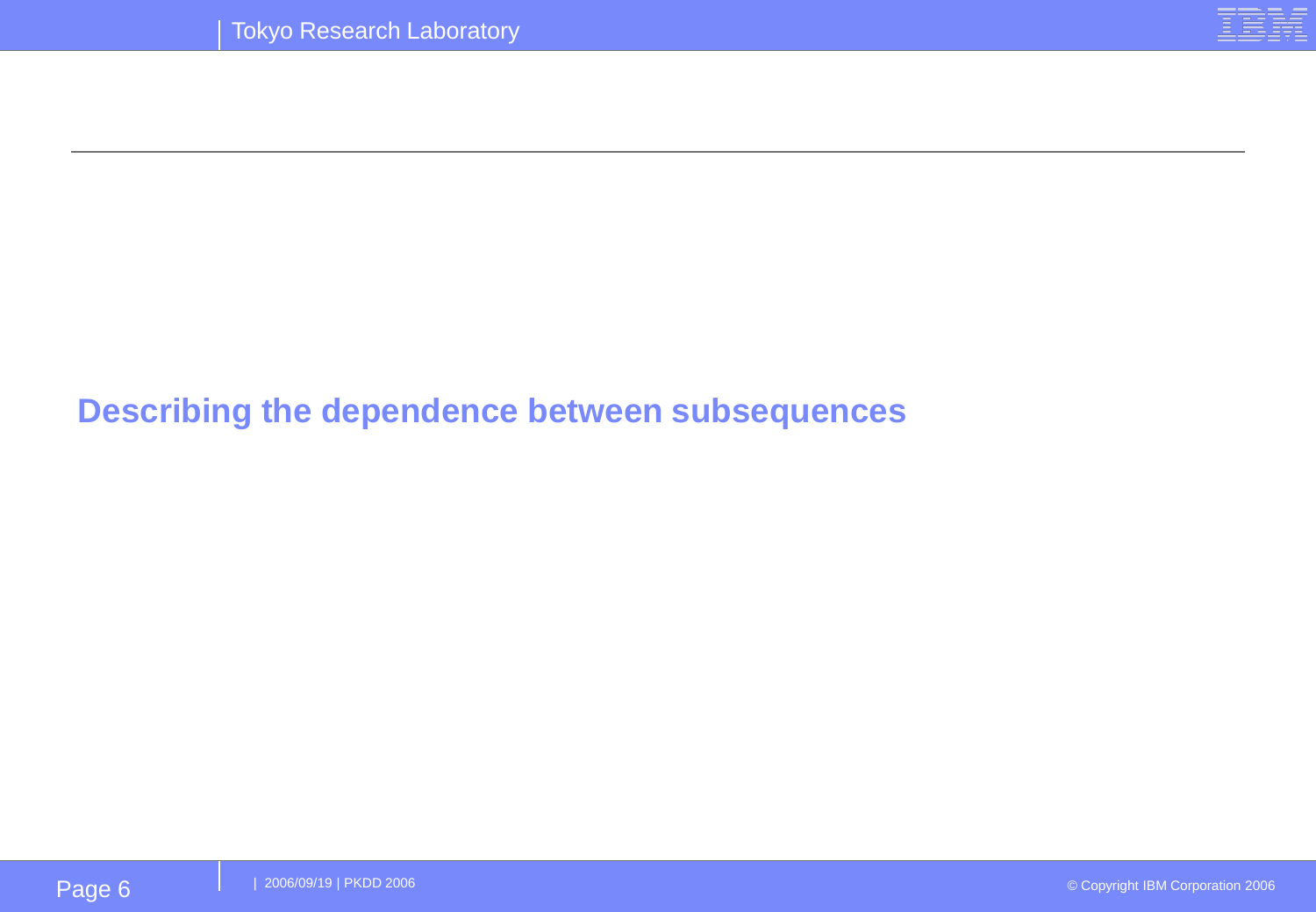## Describing the dependence between subsequences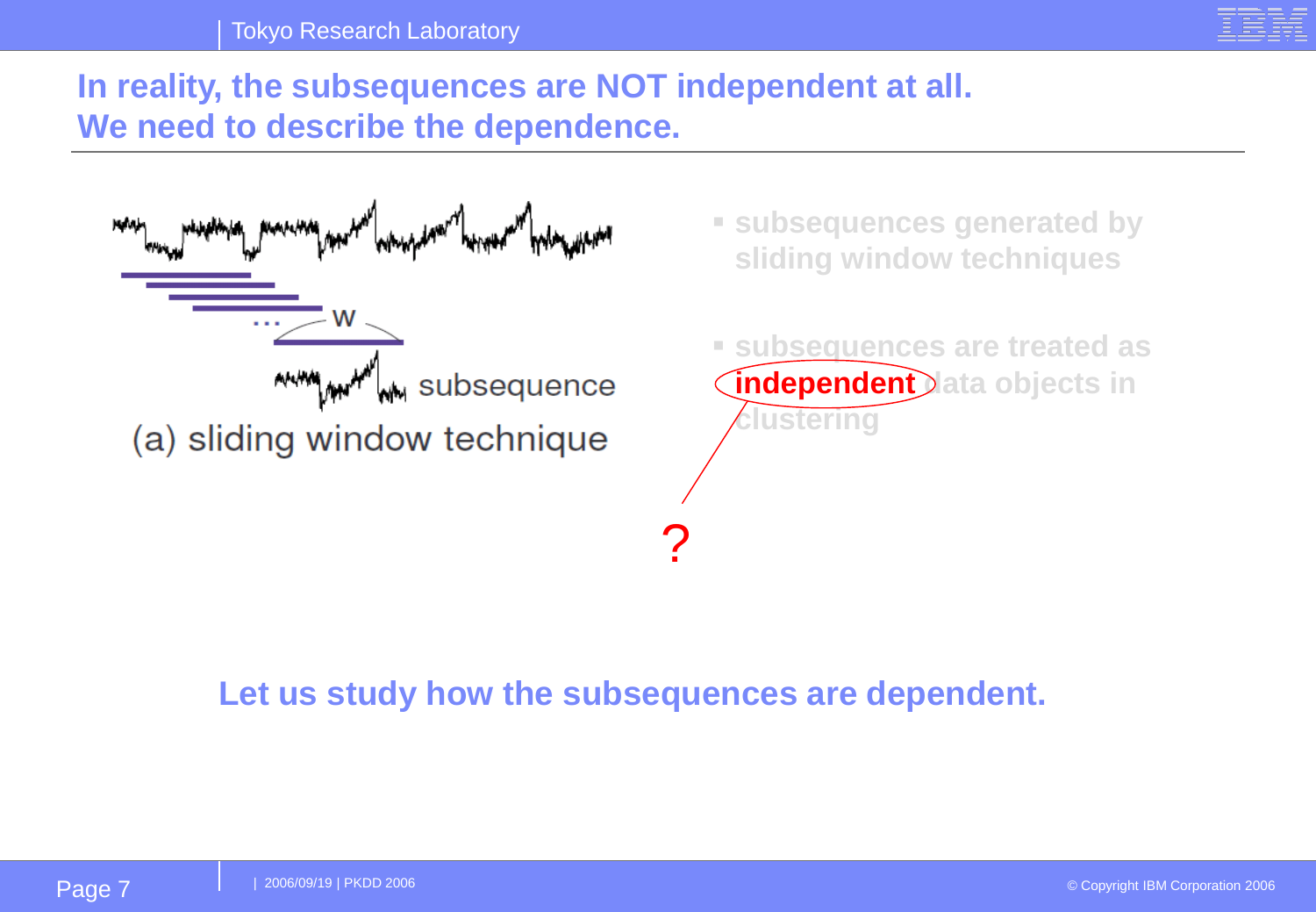# In reality, the subsequences are NOT independent at all. We need to describe the dependence.

w

subsequence

(a) sliding window technique

- subsequences generated by sliding window techniques
- subsequences are treated as **independent** data objects in clustering

?

**Let us study how the subsequences are dependent.**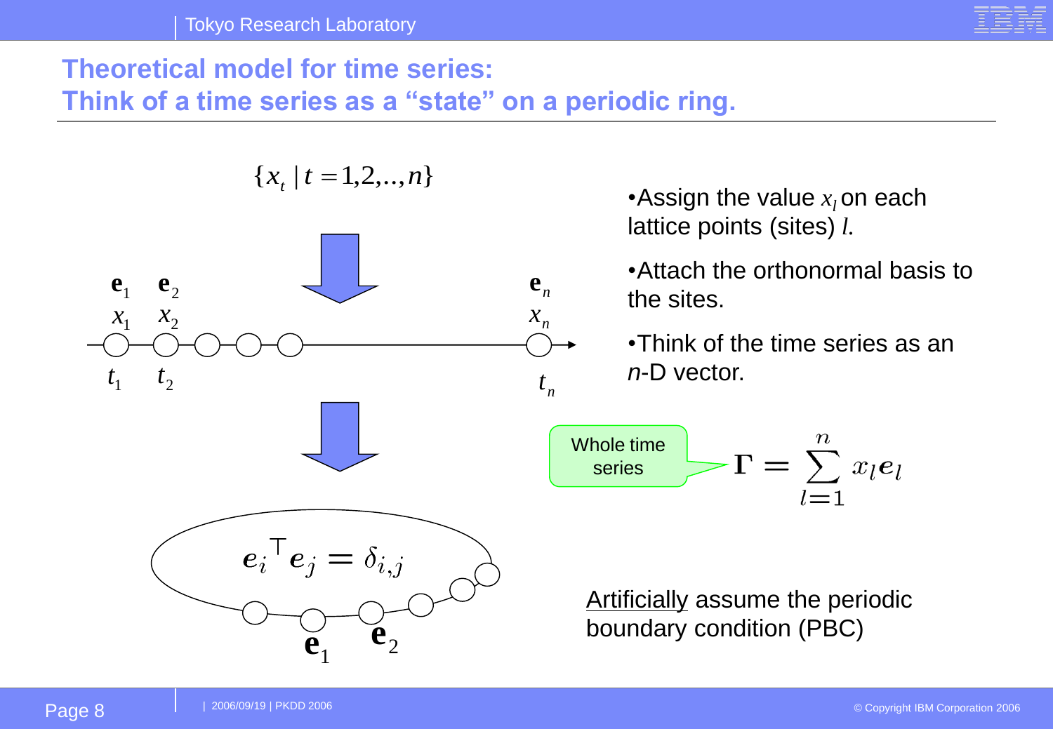# Theoretical model for time series: Think of a time series as a "state" on a periodic ring.

$$\{x_t \mid t = 1, 2, .., n\}$$

- Assign the value $x_l$ on each lattice points (sites) $l$.
- Attach the orthonormal basis to the sites.
- Think of the time series as an $n$-D vector.

Whole time series

$$\boldsymbol{\Gamma} = \sum_{l=1}^{n} x_l \boldsymbol{e}_l$$

$$\boldsymbol{e}_i^\top \boldsymbol{e}_j = \delta_{i,j}$$

Artificially assume the periodic boundary condition (PBC)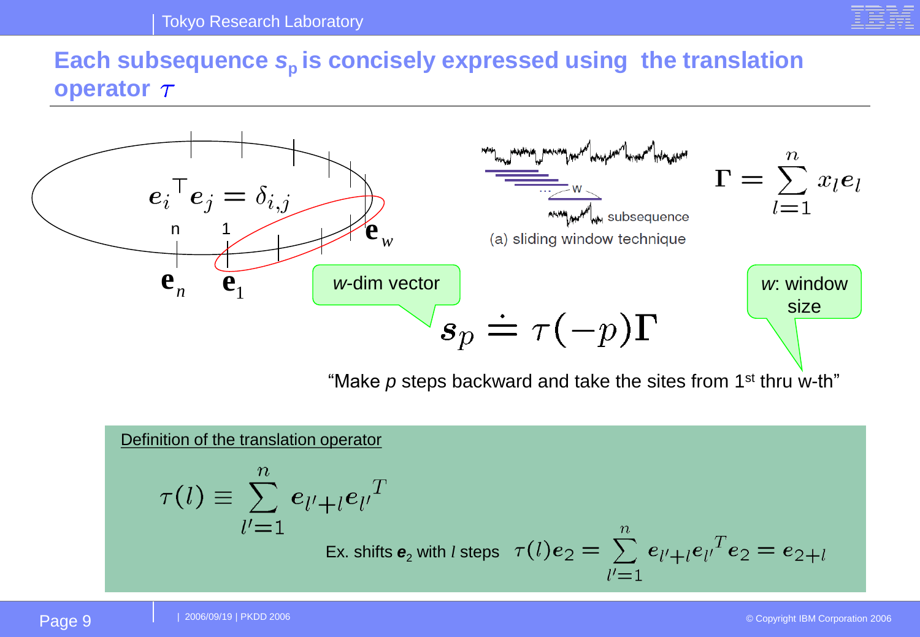# Each subsequence $s_p$ is concisely expressed using the translation operator $\tau$

$$e_i^{\top} e_j = \delta_{i,j}$$

n 1

$\mathbf{e}_n$ $\mathbf{e}_1$ $\mathbf{e}_w$

w

subsequence

(a) sliding window technique

$$\boldsymbol{\Gamma} = \sum_{l=1}^{n} x_l \boldsymbol{e}_l$$

*w*-dim vector

*w*: window size

$$\boldsymbol{s}_p \doteq \tau(-p)\boldsymbol{\Gamma}$$

"Make *p* steps backward and take the sites from 1st thru w-th"

Definition of the translation operator

$$\tau(l) \equiv \sum_{l'=1}^{n} \boldsymbol{e}_{l'+l} {\boldsymbol{e}_{l'}}^T$$

Ex. shifts $\boldsymbol{e}_2$ with $l$ steps $\tau(l)\boldsymbol{e}_2 = \sum_{l'=1}^{n} \boldsymbol{e}_{l'+l} {\boldsymbol{e}_{l'}}^T \boldsymbol{e}_2 = \boldsymbol{e}_{2+l}$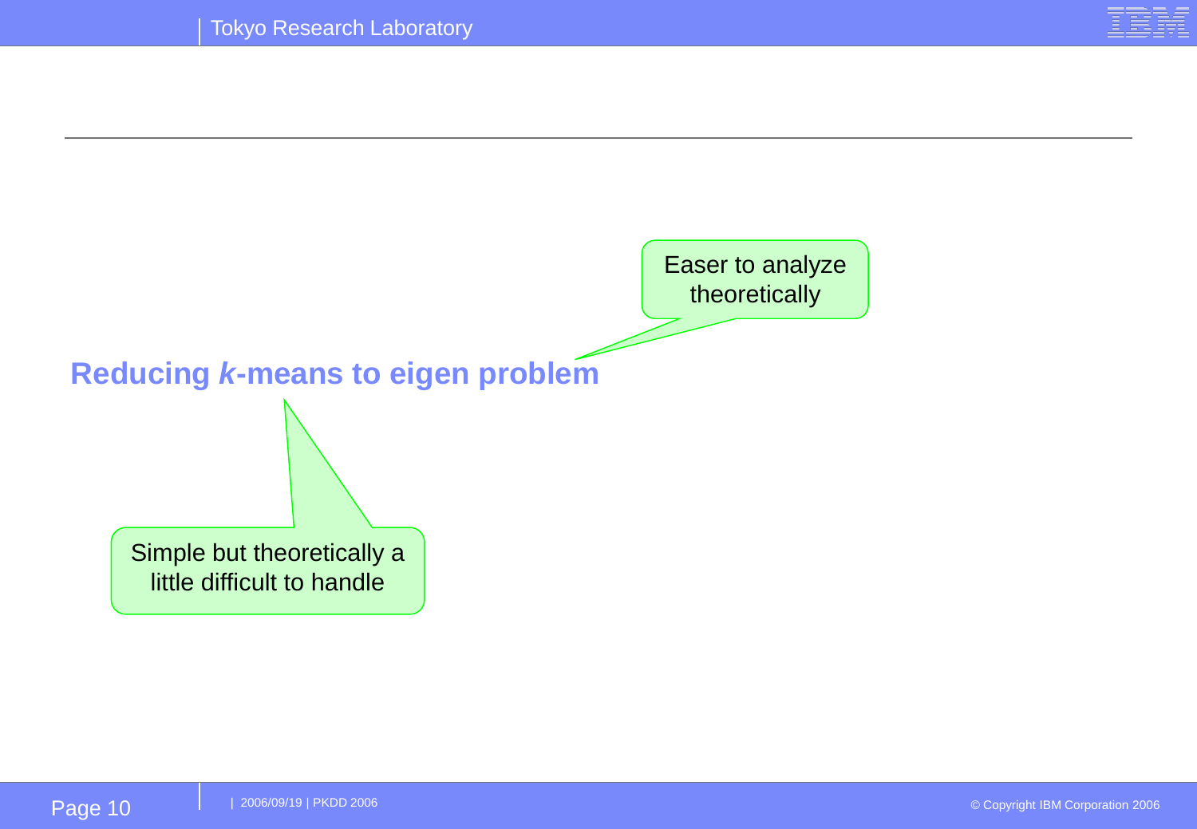Easer to analyze theoretically

## Reducing *k*-means to eigen problem

Simple but theoretically a little difficult to handle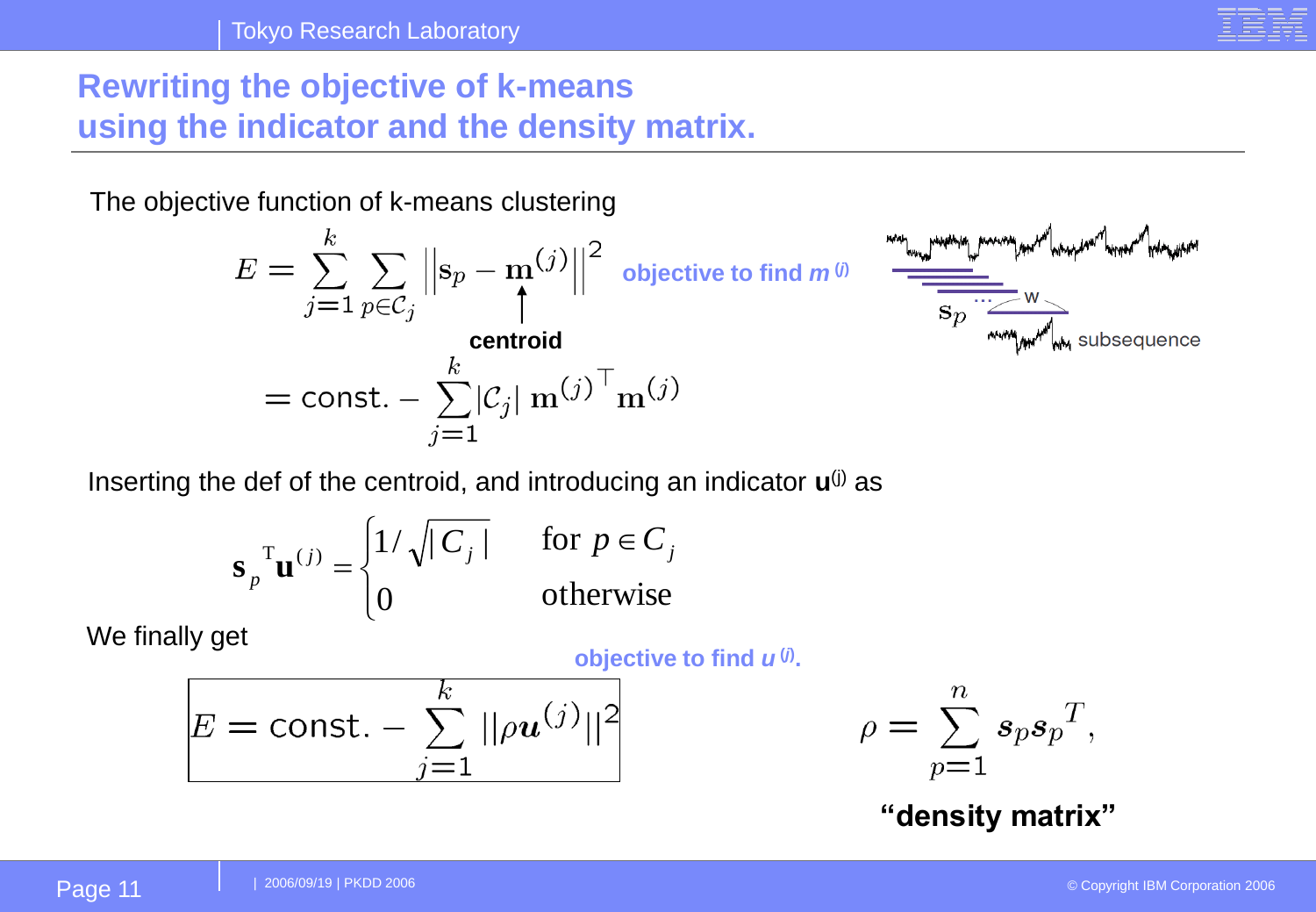# Rewriting the objective of k-means using the indicator and the density matrix.

The objective function of k-means clustering

$$E = \sum_{j=1}^{k} \sum_{p \in \mathcal{C}_j} \left\| \mathbf{s}_p - \mathbf{m}^{(j)} \right\|^2$$

**objective to find $m^{(j)}$**

**centroid** ($\mathbf{m}^{(j)}$)

$$= \text{const.} - \sum_{j=1}^{k} |\mathcal{C}_j| \, \mathbf{m}^{(j)\top} \mathbf{m}^{(j)}$$

$\mathbf{s}_p$ … w … subsequence

Inserting the def of the centroid, and introducing an indicator $\mathbf{u}^{(j)}$ as

$$\mathbf{s}_p^{\mathrm{T}} \mathbf{u}^{(j)} = \begin{cases} 1/\sqrt{|C_j|} & \text{for } p \in C_j \\ 0 & \text{otherwise} \end{cases}$$

We finally get

**objective to find $u^{(j)}$.**

$$E = \text{const.} - \sum_{j=1}^{k} ||\rho \boldsymbol{u}^{(j)}||^2$$

$$\rho = \sum_{p=1}^{n} \boldsymbol{s}_p \boldsymbol{s}_p^{T},$$

**"density matrix"**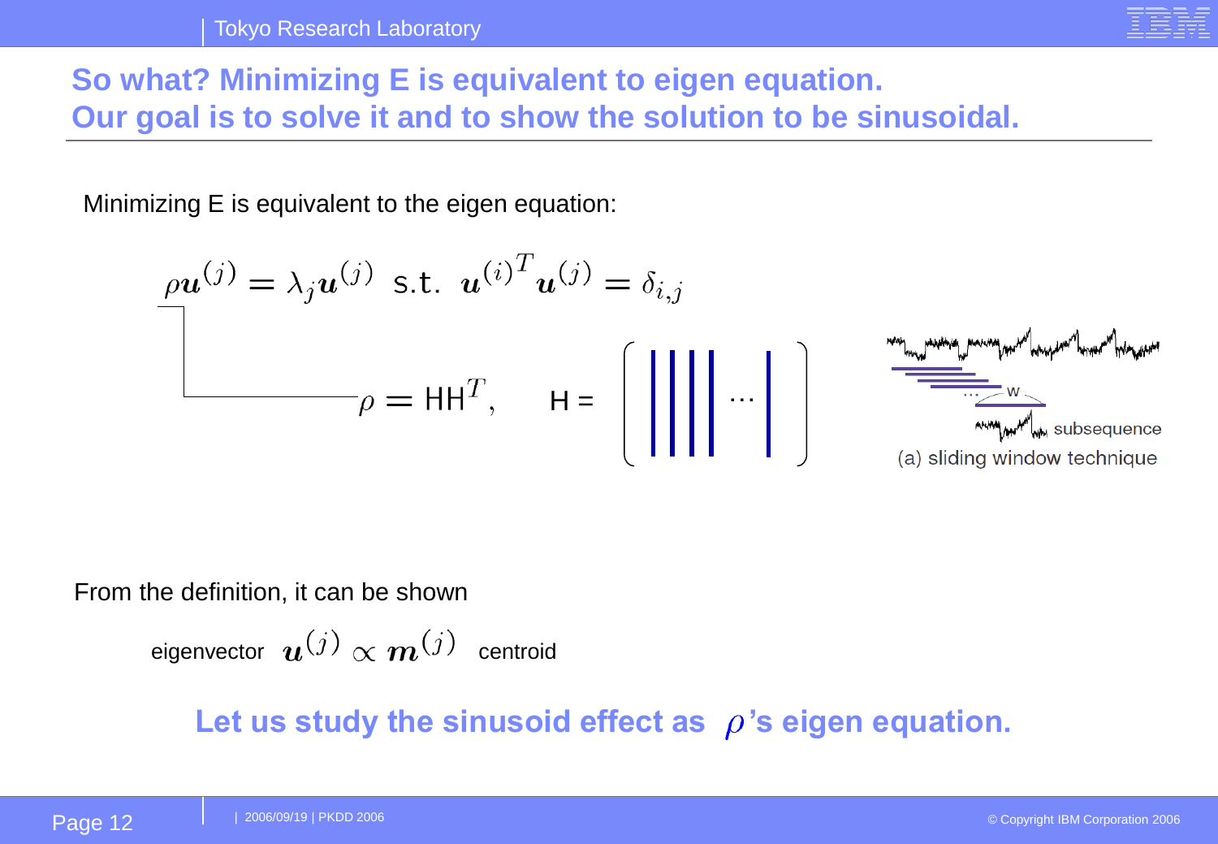# So what? Minimizing E is equivalent to eigen equation. Our goal is to solve it and to show the solution to be sinusoidal.

Minimizing E is equivalent to the eigen equation:

$$\rho \boldsymbol{u}^{(j)} = \lambda_j \boldsymbol{u}^{(j)} \text{ s.t. } {\boldsymbol{u}^{(i)}}^T \boldsymbol{u}^{(j)} = \delta_{i,j}$$

$$\rho = \mathsf{H}\mathsf{H}^T, \quad \mathsf{H} = \left[ \; | \; | \; | \; | \; \cdots \; | \; \right]$$

w

subsequence

(a) sliding window technique

From the definition, it can be shown

eigenvector $\boldsymbol{u}^{(j)} \propto \boldsymbol{m}^{(j)}$ centroid

**Let us study the sinusoid effect as $\rho$'s eigen equation.**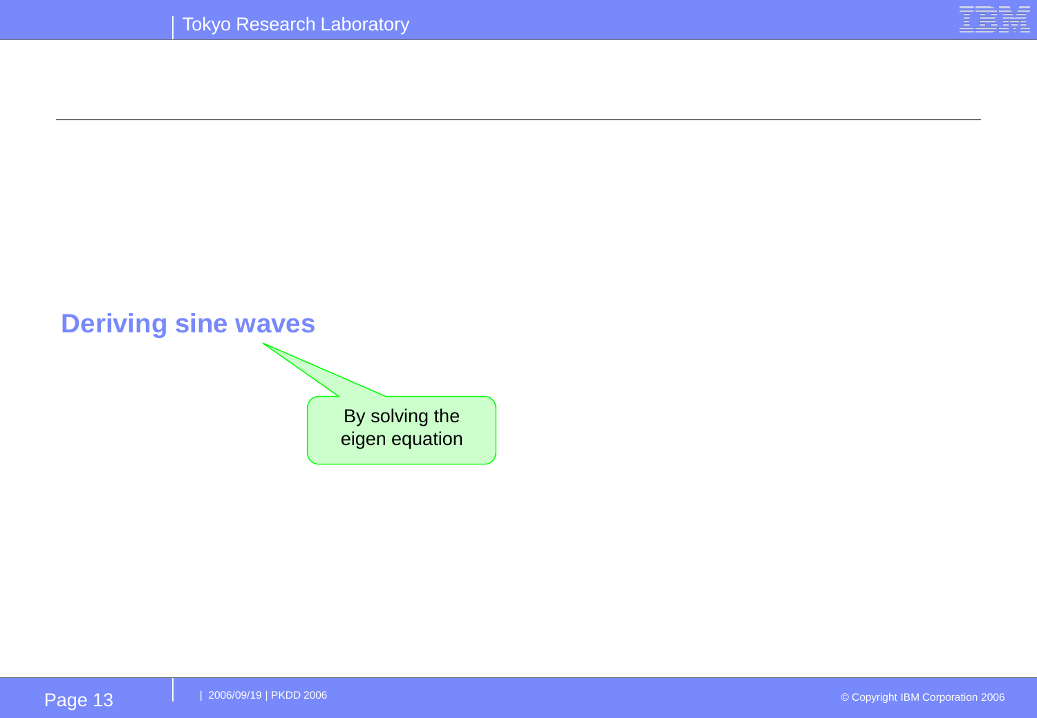## Deriving sine waves

By solving the eigen equation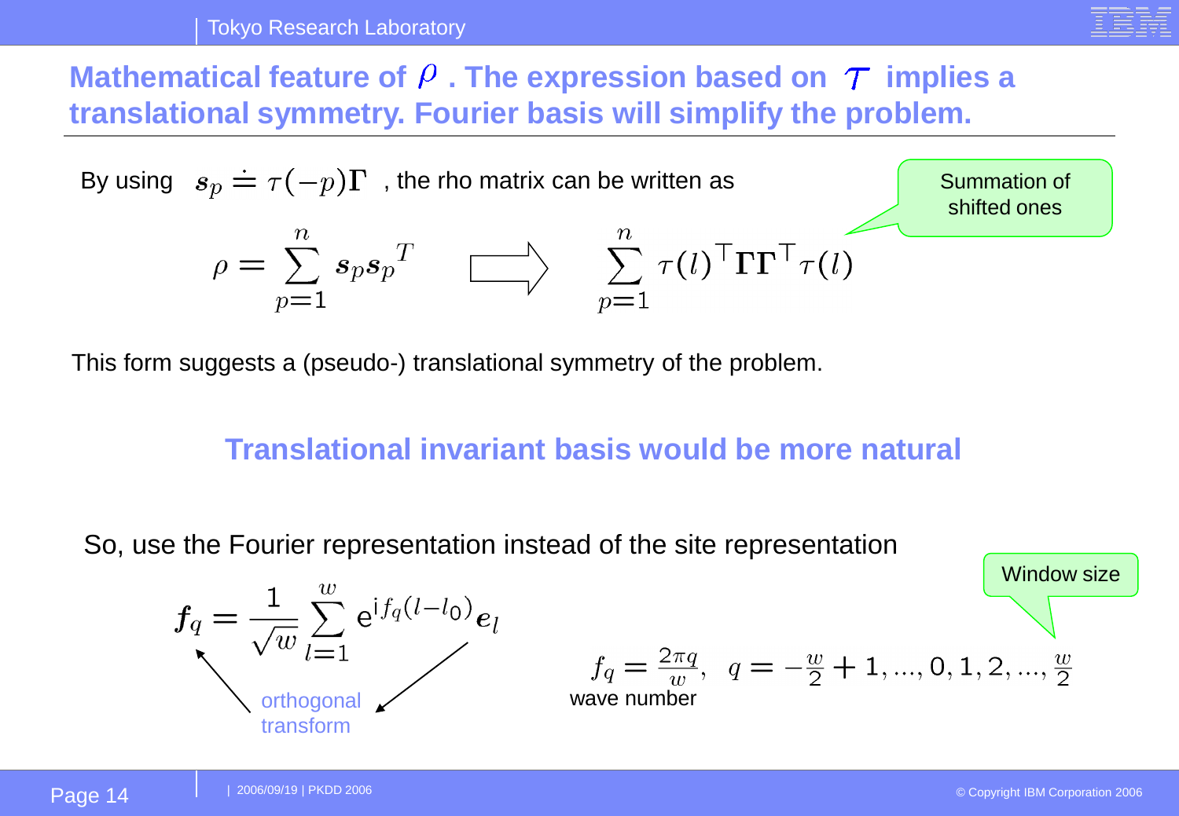## Mathematical feature of $\rho$ . The expression based on $\tau$ implies a translational symmetry. Fourier basis will simplify the problem.

By using $\boldsymbol{s}_p \doteq \tau(-p)\boldsymbol{\Gamma}$ , the rho matrix can be written as

Summation of shifted ones

$$\rho = \sum_{p=1}^{n} \boldsymbol{s}_p \boldsymbol{s}_p^{T} \quad \Longrightarrow \quad \sum_{p=1}^{n} \tau(l)^{\top} \boldsymbol{\Gamma}\boldsymbol{\Gamma}^{\top} \tau(l)$$

This form suggests a (pseudo-) translational symmetry of the problem.

**Translational invariant basis would be more natural**

So, use the Fourier representation instead of the site representation

Window size

$$\boldsymbol{f}_q = \frac{1}{\sqrt{w}} \sum_{l=1}^{w} \mathrm{e}^{\mathrm{i} f_q (l - l_0)} \boldsymbol{e}_l$$

orthogonal transform

$$f_q = \frac{2\pi q}{w}, \quad q = -\frac{w}{2}+1, ..., 0, 1, 2, ..., \frac{w}{2}$$

wave number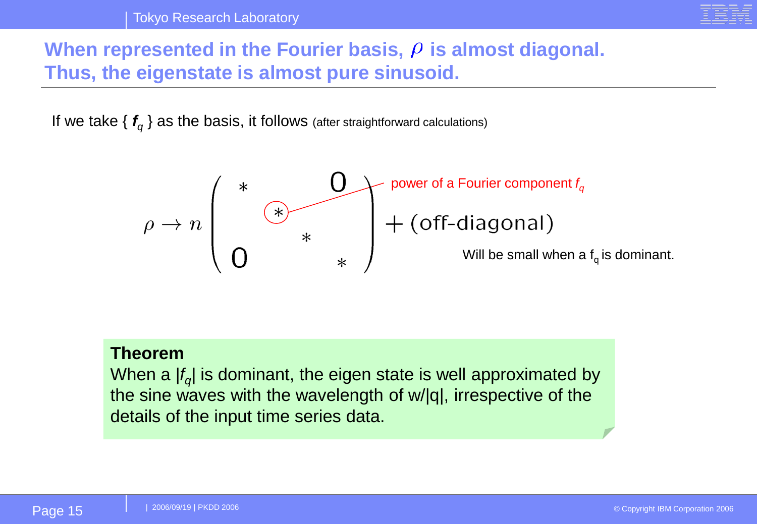# When represented in the Fourier basis, $\rho$ is almost diagonal. Thus, the eigenstate is almost pure sinusoid.

If we take { $\boldsymbol{f}_q$ } as the basis, it follows (after straightforward calculations)

$$\rho \to n \begin{pmatrix} * & & & 0 \\ & * & & \\ & & * & \\ 0 & & & * \end{pmatrix} + (\text{off-diagonal})$$

power of a Fourier component $f_q$

Will be small when a $f_q$ is dominant.

**Theorem**

When a $|f_q|$ is dominant, the eigen state is well approximated by the sine waves with the wavelength of w/|q|, irrespective of the details of the input time series data.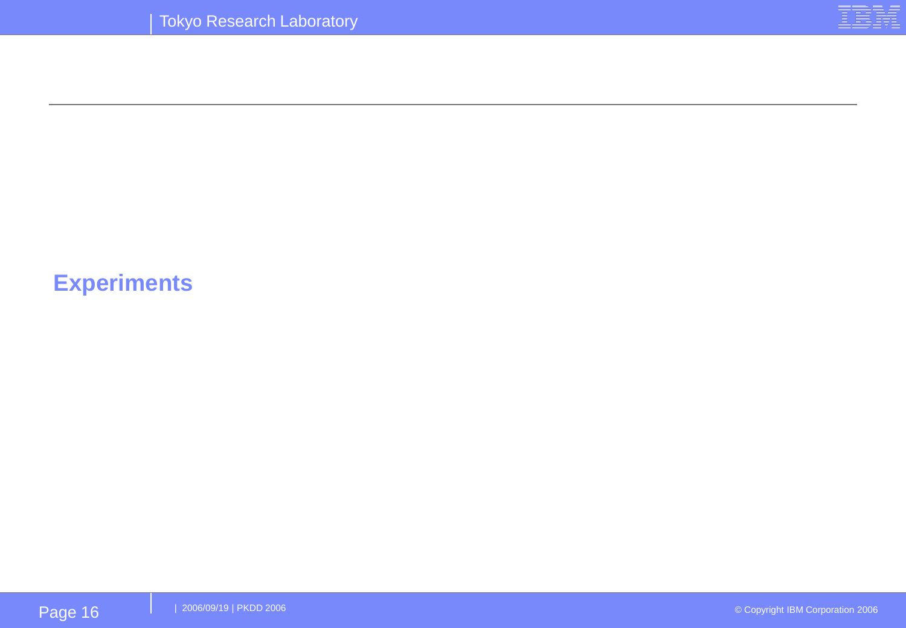# Experiments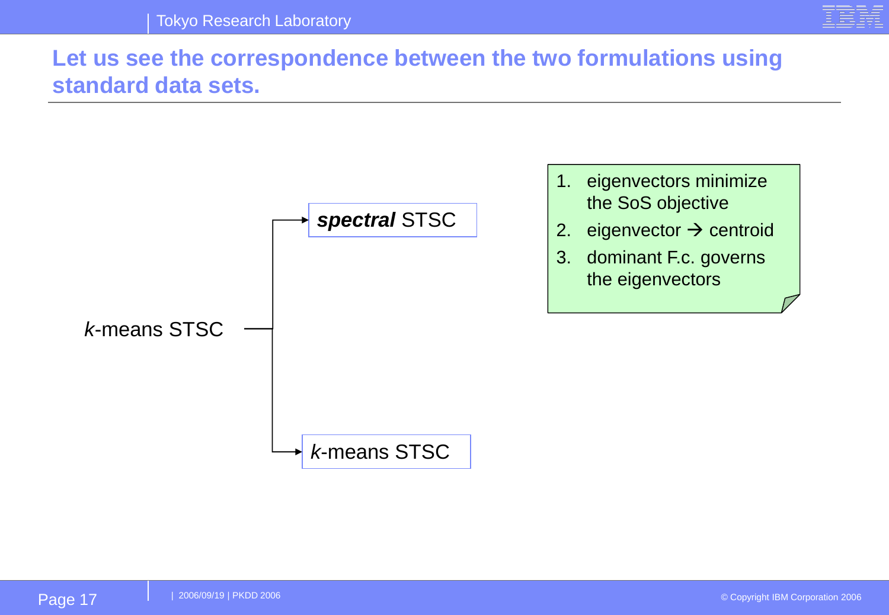# Let us see the correspondence between the two formulations using standard data sets.

*k*-means STSC → ***spectral*** STSC

*k*-means STSC → *k*-means STSC

1. eigenvectors minimize the SoS objective
2. eigenvector → centroid
3. dominant F.c. governs the eigenvectors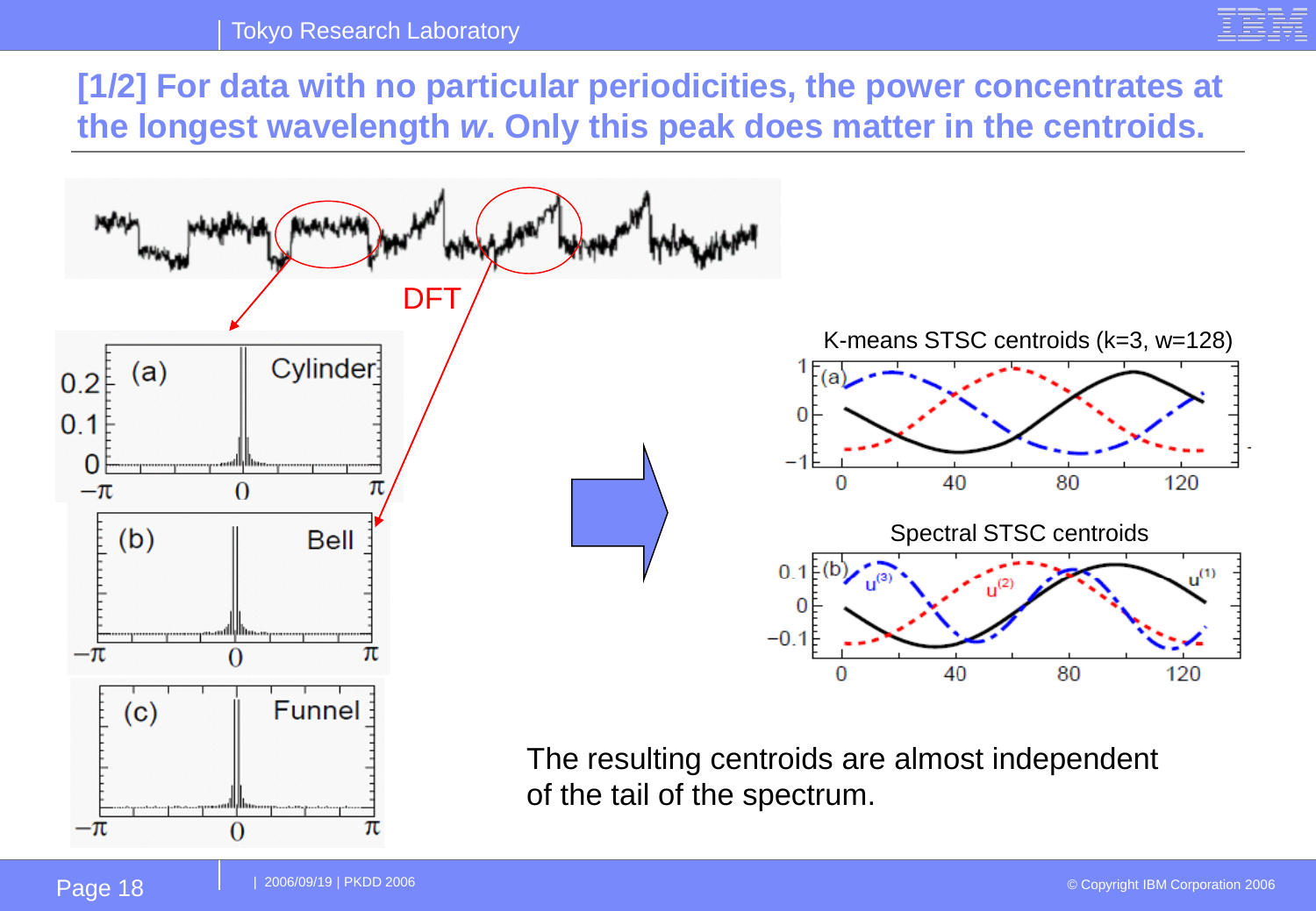# [1/2] For data with no particular periodicities, the power concentrates at the longest wavelength *w*. Only this peak does matter in the centroids.

DFT

(a) Cylinder

(b) Bell

(c) Funnel

K-means STSC centroids (k=3, w=128)

Spectral STSC centroids

The resulting centroids are almost independent of the tail of the spectrum.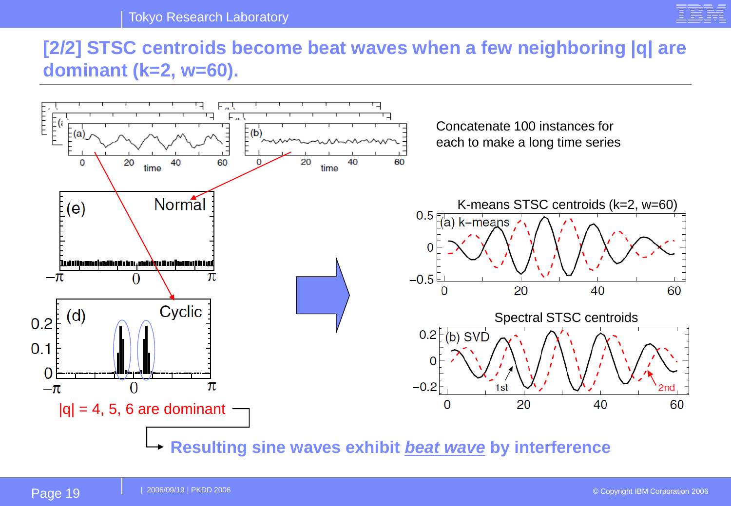# [2/2] STSC centroids become beat waves when a few neighboring |q| are dominant (k=2, w=60).

Concatenate 100 instances for each to make a long time series

(a) (b) time

(e) Normal

(d) Cyclic

|q| = 4, 5, 6 are dominant

K-means STSC centroids (k=2, w=60)

(a) k–means

Spectral STSC centroids

(b) SVD

1st

2nd

**Resulting sine waves exhibit *beat wave* by interference**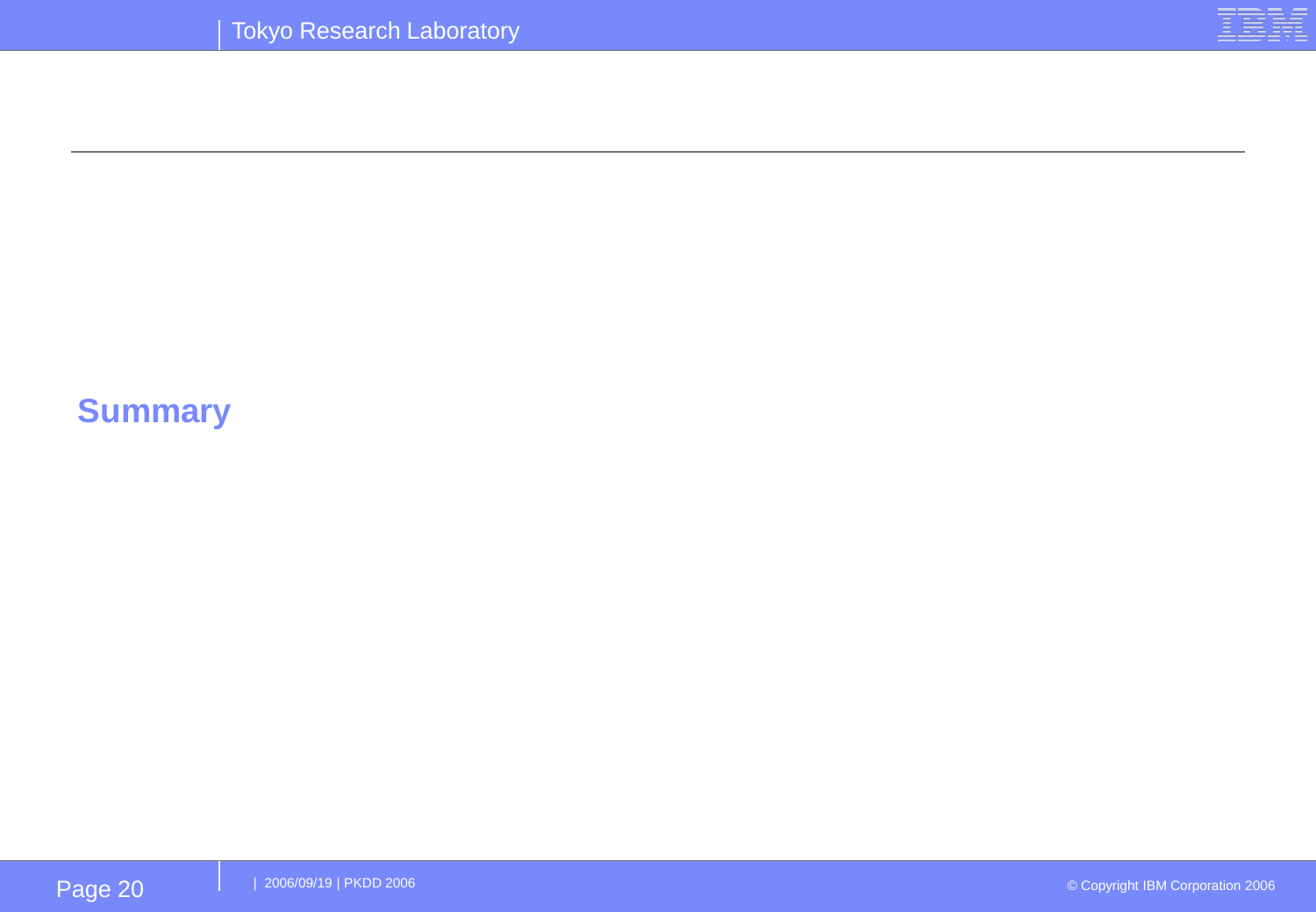# Summary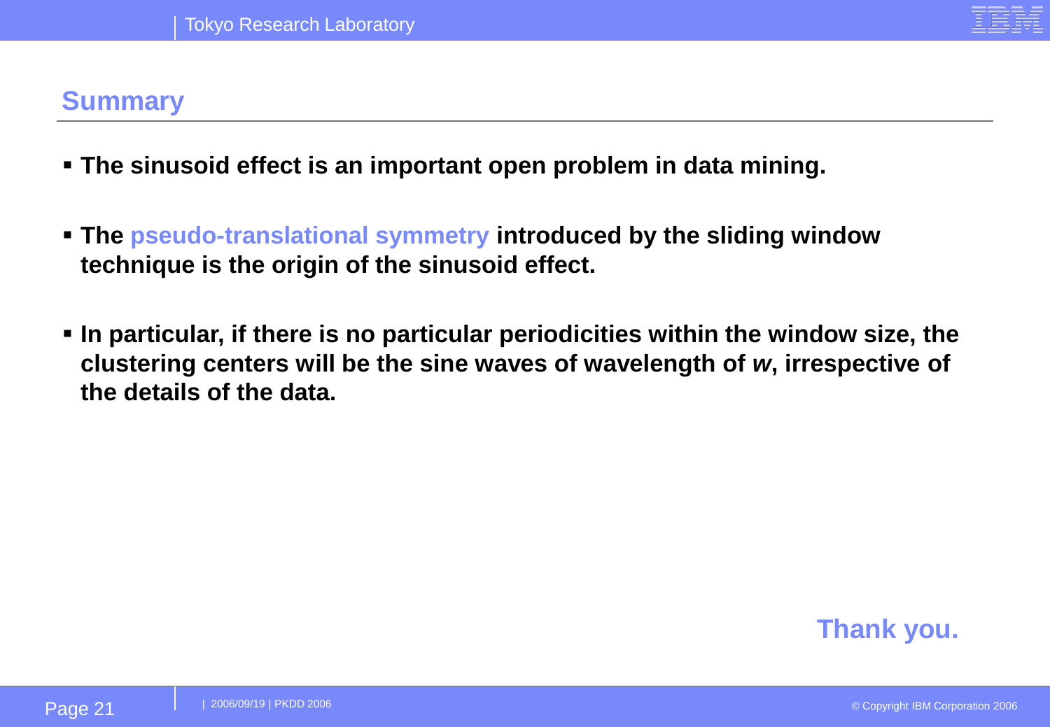## Summary

- **The sinusoid effect is an important open problem in data mining.**
- **The pseudo-translational symmetry introduced by the sliding window technique is the origin of the sinusoid effect.**
- **In particular, if there is no particular periodicities within the window size, the clustering centers will be the sine waves of wavelength of $w$, irrespective of the details of the data.**

**Thank you.**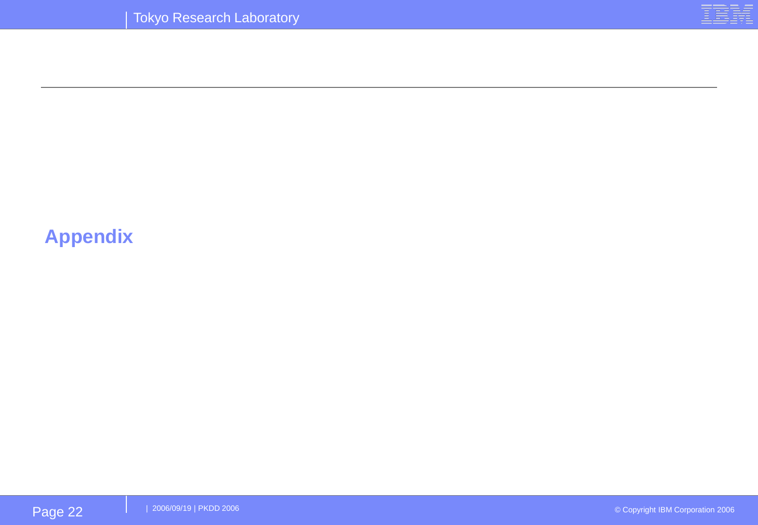# Appendix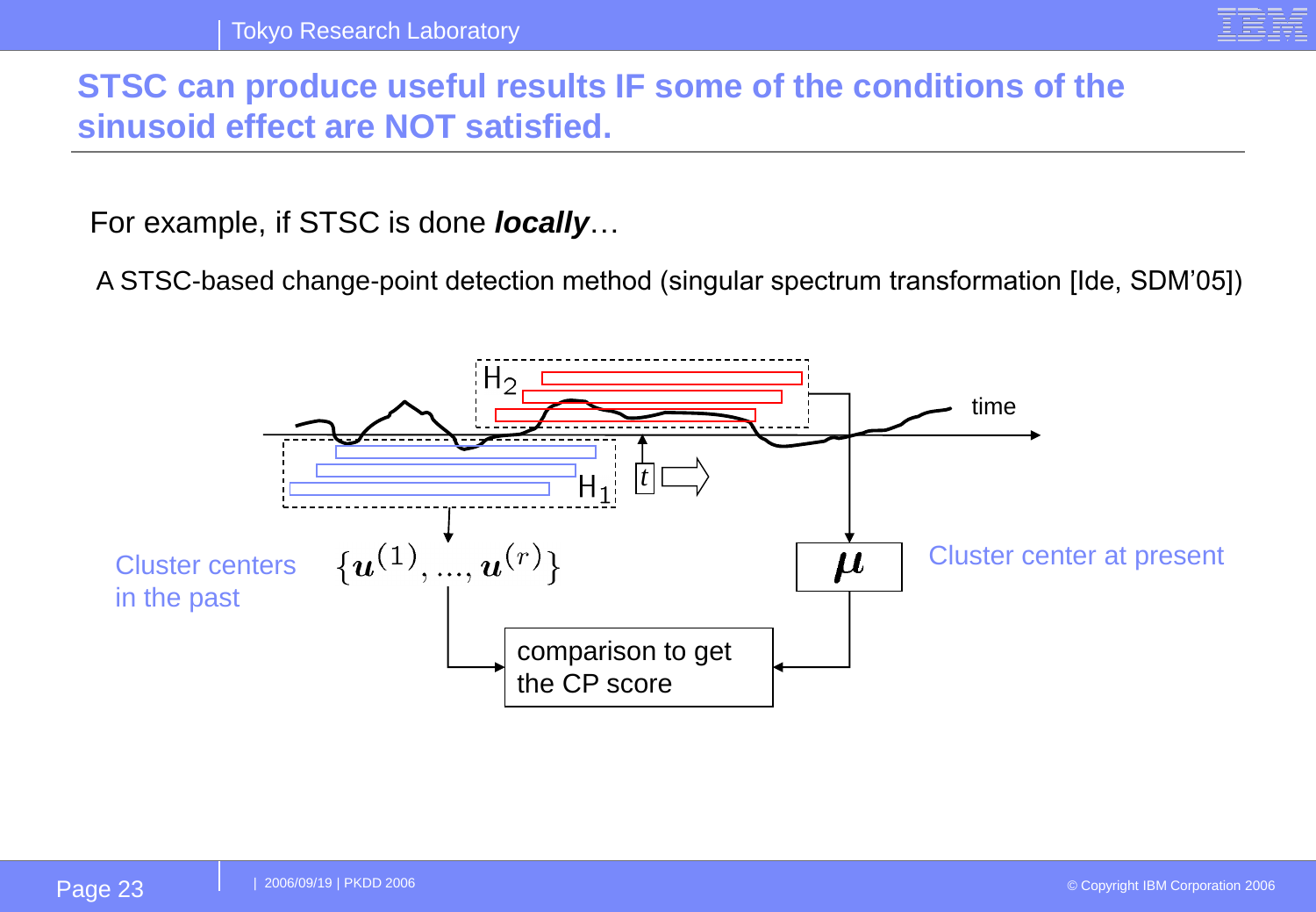# STSC can produce useful results IF some of the conditions of the sinusoid effect are NOT satisfied.

For example, if STSC is done ***locally***…

A STSC-based change-point detection method (singular spectrum transformation [Ide, SDM'05])

$H_2$

time

$t$

$H_1$

Cluster centers in the past

$\{\boldsymbol{u}^{(1)}, ..., \boldsymbol{u}^{(r)}\}$

$\boldsymbol{\mu}$

Cluster center at present

comparison to get the CP score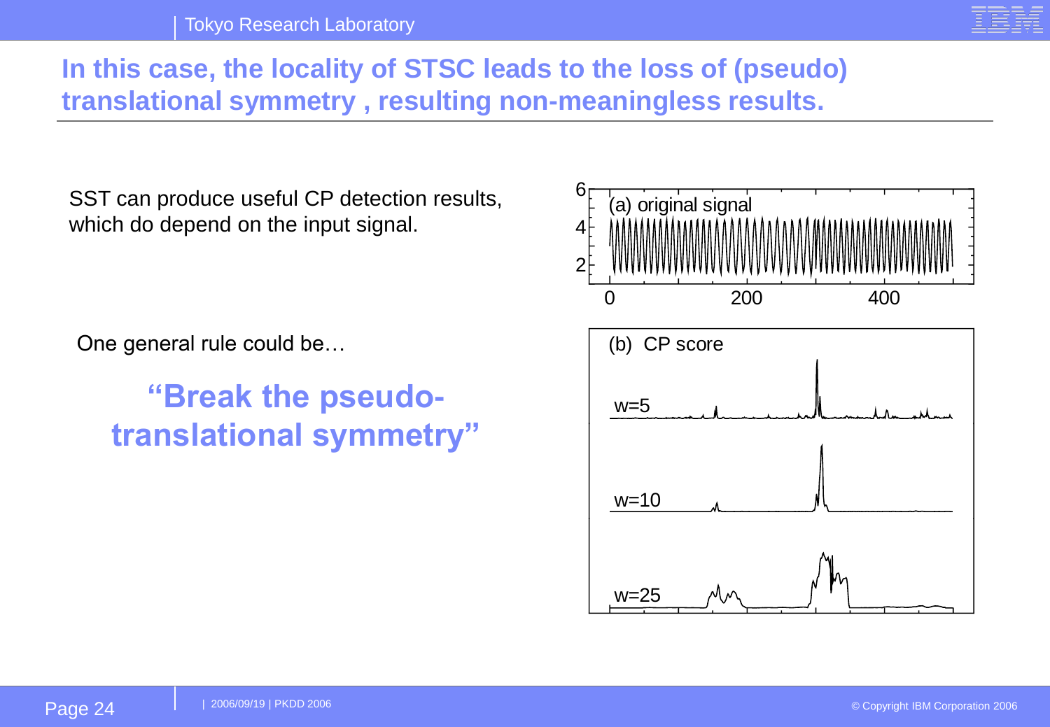# In this case, the locality of STSC leads to the loss of (pseudo) translational symmetry , resulting non-meaningless results.

SST can produce useful CP detection results, which do depend on the input signal.

One general rule could be…

**“Break the pseudo-translational symmetry”**

(a) original signal

(b) CP score

w=5

w=10

w=25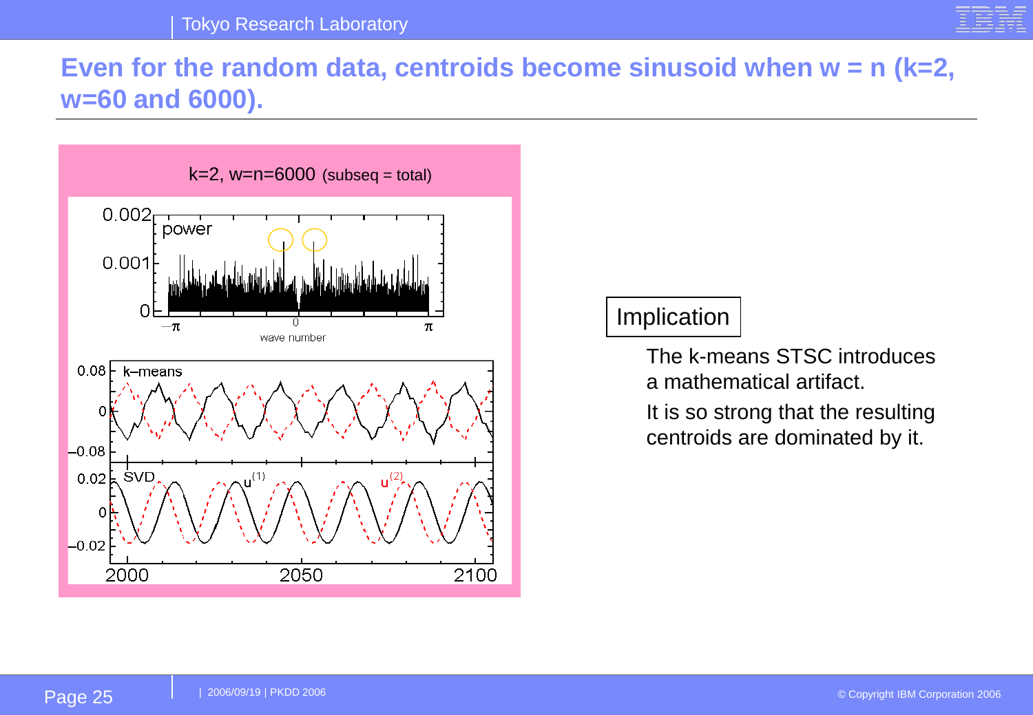# Even for the random data, centroids become sinusoid when w = n (k=2, w=60 and 6000).

k=2, w=n=6000 (subseq = total)

0.002
power
0.001
0
$-\pi$
0
$\pi$
wave number

0.08
k–means
0
–0.08

0.02
SVD
$u^{(1)}$
$u^{(2)}$
0
–0.02

2000
2050
2100

Implication

The k-means STSC introduces a mathematical artifact.

It is so strong that the resulting centroids are dominated by it.